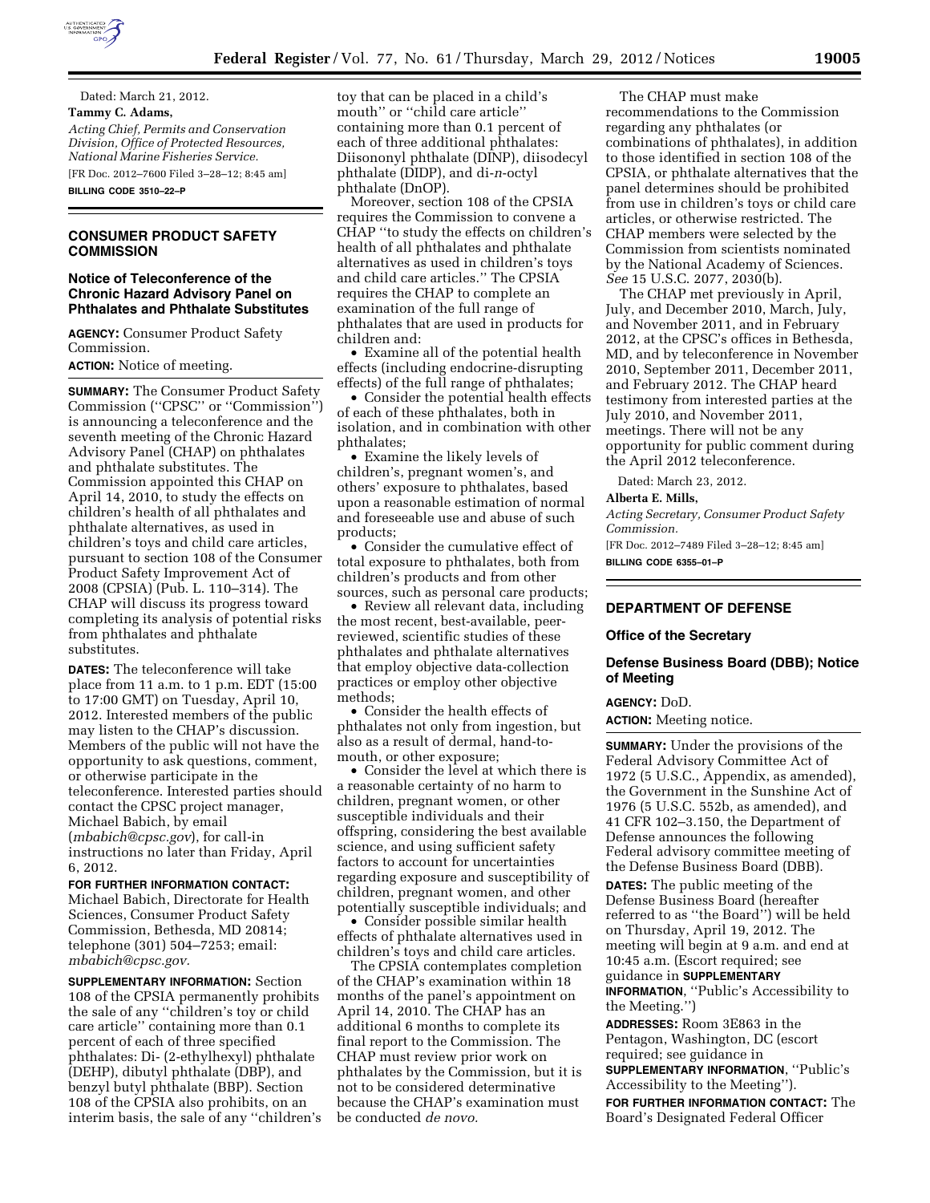Dated: March 21, 2012.

**Tammy C. Adams,**

*Acting Chief, Permits and Conservation Division, Office of Protected Resources, National Marine Fisheries Service.*

[FR Doc. 2012–7600 Filed 3–28–12; 8:45 am]

**BILLING CODE 3510–22–P**

## CONSUMER PRODUCT SAFETY COMMISSION

### Notice of Teleconference of the Chronic Hazard Advisory Panel on Phthalates and Phthalate Substitutes

**AGENCY:** Consumer Product Safety Commission.

**ACTION:** Notice of meeting.

**SUMMARY:** The Consumer Product Safety Commission (''CPSC'' or ''Commission'') is announcing a teleconference and the seventh meeting of the Chronic Hazard Advisory Panel (CHAP) on phthalates and phthalate substitutes. The Commission appointed this CHAP on April 14, 2010, to study the effects on children's health of all phthalates and phthalate alternatives, as used in children's toys and child care articles, pursuant to section 108 of the Consumer Product Safety Improvement Act of 2008 (CPSIA) (Pub. L. 110–314). The CHAP will discuss its progress toward completing its analysis of potential risks from phthalates and phthalate substitutes.

**DATES:** The teleconference will take place from 11 a.m. to 1 p.m. EDT (15:00 to 17:00 GMT) on Tuesday, April 10, 2012. Interested members of the public may listen to the CHAP's discussion. Members of the public will not have the opportunity to ask questions, comment, or otherwise participate in the teleconference. Interested parties should contact the CPSC project manager, Michael Babich, by email (*mbabich@cpsc.gov*), for call-in instructions no later than Friday, April 6, 2012.

**FOR FURTHER INFORMATION CONTACT:** Michael Babich, Directorate for Health Sciences, Consumer Product Safety Commission, Bethesda, MD 20814; telephone (301) 504–7253; email: *mbabich@cpsc.gov.*

**SUPPLEMENTARY INFORMATION:** Section 108 of the CPSIA permanently prohibits the sale of any ''children's toy or child care article'' containing more than 0.1 percent of each of three specified phthalates: Di- (2-ethylhexyl) phthalate (DEHP), dibutyl phthalate (DBP), and benzyl butyl phthalate (BBP). Section 108 of the CPSIA also prohibits, on an interim basis, the sale of any ''children's toy that can be placed in a child's mouth'' or ''child care article'' containing more than 0.1 percent of each of three additional phthalates: Diisononyl phthalate (DINP), diisodecyl phthalate (DIDP), and di-*n*-octyl phthalate (DnOP).

Moreover, section 108 of the CPSIA requires the Commission to convene a CHAP ''to study the effects on children's health of all phthalates and phthalate alternatives as used in children's toys and child care articles.'' The CPSIA requires the CHAP to complete an examination of the full range of phthalates that are used in products for children and:

- Examine all of the potential health effects (including endocrine-disrupting effects) of the full range of phthalates;
- Consider the potential health effects of each of these phthalates, both in isolation, and in combination with other phthalates;
- Examine the likely levels of children's, pregnant women's, and others' exposure to phthalates, based upon a reasonable estimation of normal and foreseeable use and abuse of such products;
- Consider the cumulative effect of total exposure to phthalates, both from children's products and from other sources, such as personal care products;
- Review all relevant data, including the most recent, best-available, peer-reviewed, scientific studies of these phthalates and phthalate alternatives that employ objective data-collection practices or employ other objective methods;
- Consider the health effects of phthalates not only from ingestion, but also as a result of dermal, hand-to-mouth, or other exposure;
- Consider the level at which there is a reasonable certainty of no harm to children, pregnant women, or other susceptible individuals and their offspring, considering the best available science, and using sufficient safety factors to account for uncertainties regarding exposure and susceptibility of children, pregnant women, and other potentially susceptible individuals; and
- Consider possible similar health effects of phthalate alternatives used in children's toys and child care articles.

The CPSIA contemplates completion of the CHAP's examination within 18 months of the panel's appointment on April 14, 2010. The CHAP has an additional 6 months to complete its final report to the Commission. The CHAP must review prior work on phthalates by the Commission, but it is not to be considered determinative because the CHAP's examination must be conducted *de novo.*

The CHAP must make recommendations to the Commission regarding any phthalates (or combinations of phthalates), in addition to those identified in section 108 of the CPSIA, or phthalate alternatives that the panel determines should be prohibited from use in children's toys or child care articles, or otherwise restricted. The CHAP members were selected by the Commission from scientists nominated by the National Academy of Sciences. *See* 15 U.S.C. 2077, 2030(b).

The CHAP met previously in April, July, and December 2010, March, July, and November 2011, and in February 2012, at the CPSC's offices in Bethesda, MD, and by teleconference in November 2010, September 2011, December 2011, and February 2012. The CHAP heard testimony from interested parties at the July 2010, and November 2011, meetings. There will not be any opportunity for public comment during the April 2012 teleconference.

Dated: March 23, 2012.

**Alberta E. Mills,**

*Acting Secretary, Consumer Product Safety Commission.*

[FR Doc. 2012–7489 Filed 3–28–12; 8:45 am]

**BILLING CODE 6355–01–P**

## DEPARTMENT OF DEFENSE

### Office of the Secretary

### Defense Business Board (DBB); Notice of Meeting

**AGENCY:** DoD.

**ACTION:** Meeting notice.

**SUMMARY:** Under the provisions of the Federal Advisory Committee Act of 1972 (5 U.S.C., Appendix, as amended), the Government in the Sunshine Act of 1976 (5 U.S.C. 552b, as amended), and 41 CFR 102–3.150, the Department of Defense announces the following Federal advisory committee meeting of the Defense Business Board (DBB).

**DATES:** The public meeting of the Defense Business Board (hereafter referred to as ''the Board'') will be held on Thursday, April 19, 2012. The meeting will begin at 9 a.m. and end at 10:45 a.m. (Escort required; see guidance in **SUPPLEMENTARY INFORMATION**, ''Public's Accessibility to the Meeting.'')

**ADDRESSES:** Room 3E863 in the Pentagon, Washington, DC (escort required; see guidance in **SUPPLEMENTARY INFORMATION**, ''Public's Accessibility to the Meeting'').

**FOR FURTHER INFORMATION CONTACT:** The Board's Designated Federal Officer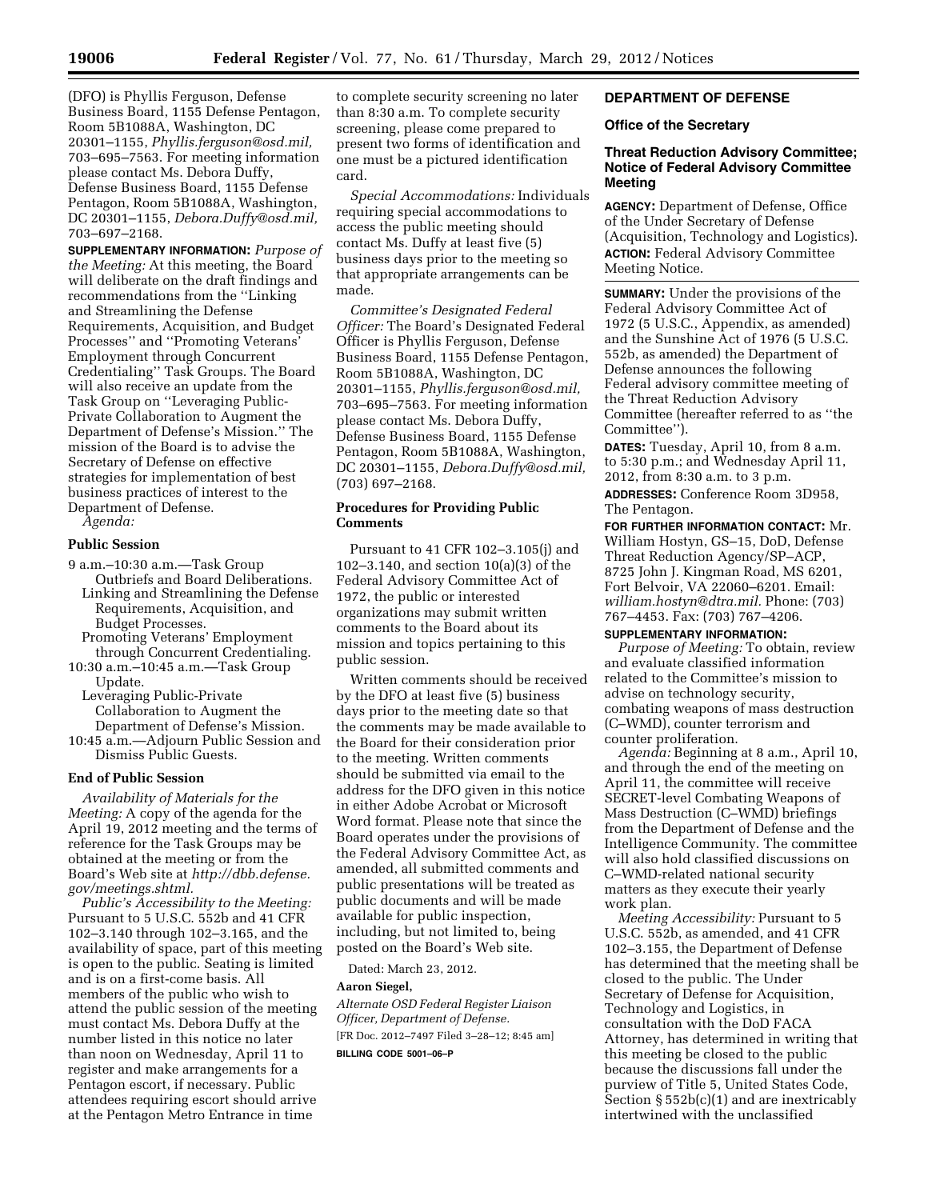(DFO) is Phyllis Ferguson, Defense Business Board, 1155 Defense Pentagon, Room 5B1088A, Washington, DC 20301–1155, *Phyllis.ferguson@osd.mil,* 703–695–7563. For meeting information please contact Ms. Debora Duffy, Defense Business Board, 1155 Defense Pentagon, Room 5B1088A, Washington, DC 20301–1155, *Debora.Duffy@osd.mil,* 703–697–2168.

**SUPPLEMENTARY INFORMATION:** *Purpose of the Meeting:* At this meeting, the Board will deliberate on the draft findings and recommendations from the ''Linking and Streamlining the Defense Requirements, Acquisition, and Budget Processes'' and ''Promoting Veterans' Employment through Concurrent Credentialing'' Task Groups. The Board will also receive an update from the Task Group on ''Leveraging Public-Private Collaboration to Augment the Department of Defense's Mission.'' The mission of the Board is to advise the Secretary of Defense on effective strategies for implementation of best business practices of interest to the Department of Defense.

*Agenda:*

**Public Session**

9 a.m.–10:30 a.m.—Task Group Outbriefs and Board Deliberations.
 Linking and Streamlining the Defense Requirements, Acquisition, and Budget Processes.
 Promoting Veterans' Employment through Concurrent Credentialing.
10:30 a.m.–10:45 a.m.—Task Group Update.
 Leveraging Public-Private Collaboration to Augment the Department of Defense's Mission.
10:45 a.m.—Adjourn Public Session and Dismiss Public Guests.

**End of Public Session**

*Availability of Materials for the Meeting:* A copy of the agenda for the April 19, 2012 meeting and the terms of reference for the Task Groups may be obtained at the meeting or from the Board's Web site at *http://dbb.defense.gov/meetings.shtml.*

*Public's Accessibility to the Meeting:* Pursuant to 5 U.S.C. 552b and 41 CFR 102–3.140 through 102–3.165, and the availability of space, part of this meeting is open to the public. Seating is limited and is on a first-come basis. All members of the public who wish to attend the public session of the meeting must contact Ms. Debora Duffy at the number listed in this notice no later than noon on Wednesday, April 11 to register and make arrangements for a Pentagon escort, if necessary. Public attendees requiring escort should arrive at the Pentagon Metro Entrance in time to complete security screening no later than 8:30 a.m. To complete security screening, please come prepared to present two forms of identification and one must be a pictured identification card.

*Special Accommodations:* Individuals requiring special accommodations to access the public meeting should contact Ms. Duffy at least five (5) business days prior to the meeting so that appropriate arrangements can be made.

*Committee's Designated Federal Officer:* The Board's Designated Federal Officer is Phyllis Ferguson, Defense Business Board, 1155 Defense Pentagon, Room 5B1088A, Washington, DC 20301–1155, *Phyllis.ferguson@osd.mil,* 703–695–7563. For meeting information please contact Ms. Debora Duffy, Defense Business Board, 1155 Defense Pentagon, Room 5B1088A, Washington, DC 20301–1155, *Debora.Duffy@osd.mil,* (703) 697–2168.

**Procedures for Providing Public Comments**

Pursuant to 41 CFR 102–3.105(j) and 102–3.140, and section 10(a)(3) of the Federal Advisory Committee Act of 1972, the public or interested organizations may submit written comments to the Board about its mission and topics pertaining to this public session.

Written comments should be received by the DFO at least five (5) business days prior to the meeting date so that the comments may be made available to the Board for their consideration prior to the meeting. Written comments should be submitted via email to the address for the DFO given in this notice in either Adobe Acrobat or Microsoft Word format. Please note that since the Board operates under the provisions of the Federal Advisory Committee Act, as amended, all submitted comments and public presentations will be treated as public documents and will be made available for public inspection, including, but not limited to, being posted on the Board's Web site.

Dated: March 23, 2012.

**Aaron Siegel,**

*Alternate OSD Federal Register Liaison Officer, Department of Defense.*

[FR Doc. 2012–7497 Filed 3–28–12; 8:45 am]

**BILLING CODE 5001–06–P**

## DEPARTMENT OF DEFENSE

### Office of the Secretary

### Threat Reduction Advisory Committee; Notice of Federal Advisory Committee Meeting

**AGENCY:** Department of Defense, Office of the Under Secretary of Defense (Acquisition, Technology and Logistics).

**ACTION:** Federal Advisory Committee Meeting Notice.

**SUMMARY:** Under the provisions of the Federal Advisory Committee Act of 1972 (5 U.S.C., Appendix, as amended) and the Sunshine Act of 1976 (5 U.S.C. 552b, as amended) the Department of Defense announces the following Federal advisory committee meeting of the Threat Reduction Advisory Committee (hereafter referred to as ''the Committee'').

**DATES:** Tuesday, April 10, from 8 a.m. to 5:30 p.m.; and Wednesday April 11, 2012, from 8:30 a.m. to 3 p.m.

**ADDRESSES:** Conference Room 3D958, The Pentagon.

**FOR FURTHER INFORMATION CONTACT:** Mr. William Hostyn, GS–15, DoD, Defense Threat Reduction Agency/SP–ACP, 8725 John J. Kingman Road, MS 6201, Fort Belvoir, VA 22060–6201. Email: *william.hostyn@dtra.mil.* Phone: (703) 767–4453. Fax: (703) 767–4206.

**SUPPLEMENTARY INFORMATION:**

*Purpose of Meeting:* To obtain, review and evaluate classified information related to the Committee's mission to advise on technology security, combating weapons of mass destruction (C–WMD), counter terrorism and counter proliferation.

*Agenda:* Beginning at 8 a.m., April 10, and through the end of the meeting on April 11, the committee will receive SECRET-level Combating Weapons of Mass Destruction (C–WMD) briefings from the Department of Defense and the Intelligence Community. The committee will also hold classified discussions on C–WMD-related national security matters as they execute their yearly work plan.

*Meeting Accessibility:* Pursuant to 5 U.S.C. 552b, as amended, and 41 CFR 102–3.155, the Department of Defense has determined that the meeting shall be closed to the public. The Under Secretary of Defense for Acquisition, Technology and Logistics, in consultation with the DoD FACA Attorney, has determined in writing that this meeting be closed to the public because the discussions fall under the purview of Title 5, United States Code, Section § 552b(c)(1) and are inextricably intertwined with the unclassified